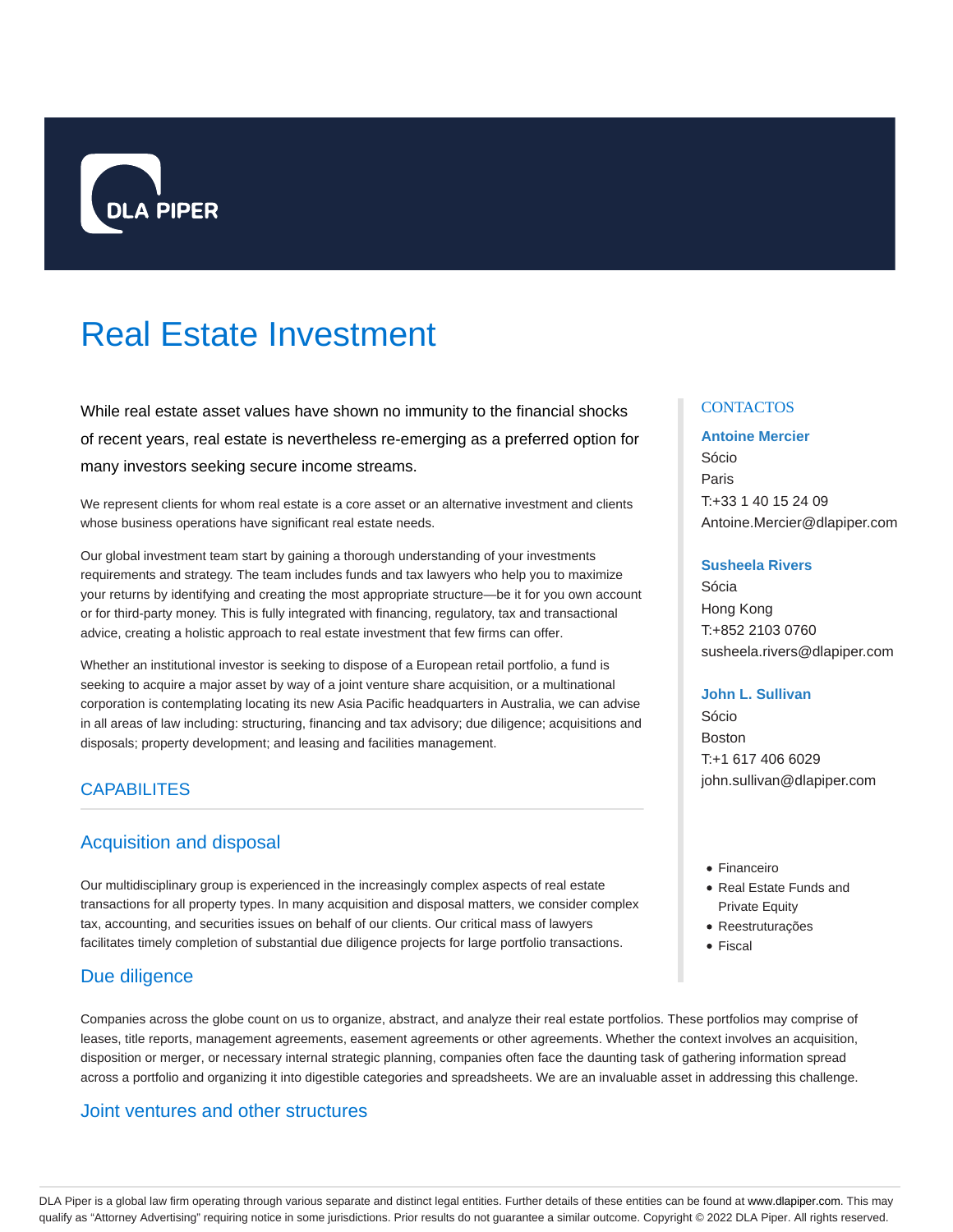DLA PIPER

# Real Estate Investment

While real estate asset values have shown no immunity to the financial shocks of recent years, real estate is nevertheless re-emerging as a preferred option for many investors seeking secure income streams.

We represent clients for whom real estate is a core asset or an alternative investment and clients whose business operations have significant real estate needs.

Our global investment team start by gaining a thorough understanding of your investments requirements and strategy. The team includes funds and tax lawyers who help you to maximize your returns by identifying and creating the most appropriate structure—be it for you own account or for third-party money. This is fully integrated with financing, regulatory, tax and transactional advice, creating a holistic approach to real estate investment that few firms can offer.

Whether an institutional investor is seeking to dispose of a European retail portfolio, a fund is seeking to acquire a major asset by way of a joint venture share acquisition, or a multinational corporation is contemplating locating its new Asia Pacific headquarters in Australia, we can advise in all areas of law including: structuring, financing and tax advisory; due diligence; acquisitions and disposals; property development; and leasing and facilities management.

## CAPABILITES

### Acquisition and disposal

Our multidisciplinary group is experienced in the increasingly complex aspects of real estate transactions for all property types. In many acquisition and disposal matters, we consider complex tax, accounting, and securities issues on behalf of our clients. Our critical mass of lawyers facilitates timely completion of substantial due diligence projects for large portfolio transactions.

### Due diligence

Companies across the globe count on us to organize, abstract, and analyze their real estate portfolios. These portfolios may comprise of leases, title reports, management agreements, easement agreements or other agreements. Whether the context involves an acquisition, disposition or merger, or necessary internal strategic planning, companies often face the daunting task of gathering information spread across a portfolio and organizing it into digestible categories and spreadsheets. We are an invaluable asset in addressing this challenge.

### Joint ventures and other structures

## CONTACTOS

**Antoine Mercier**
Sócio
Paris
T:+33 1 40 15 24 09
Antoine.Mercier@dlapiper.com

**Susheela Rivers**
Sócia
Hong Kong
T:+852 2103 0760
susheela.rivers@dlapiper.com

**John L. Sullivan**
Sócio
Boston
T:+1 617 406 6029
john.sullivan@dlapiper.com

- Financeiro
- Real Estate Funds and Private Equity
- Reestruturações
- Fiscal

DLA Piper is a global law firm operating through various separate and distinct legal entities. Further details of these entities can be found at www.dlapiper.com. This may qualify as "Attorney Advertising" requiring notice in some jurisdictions. Prior results do not guarantee a similar outcome. Copyright © 2022 DLA Piper. All rights reserved.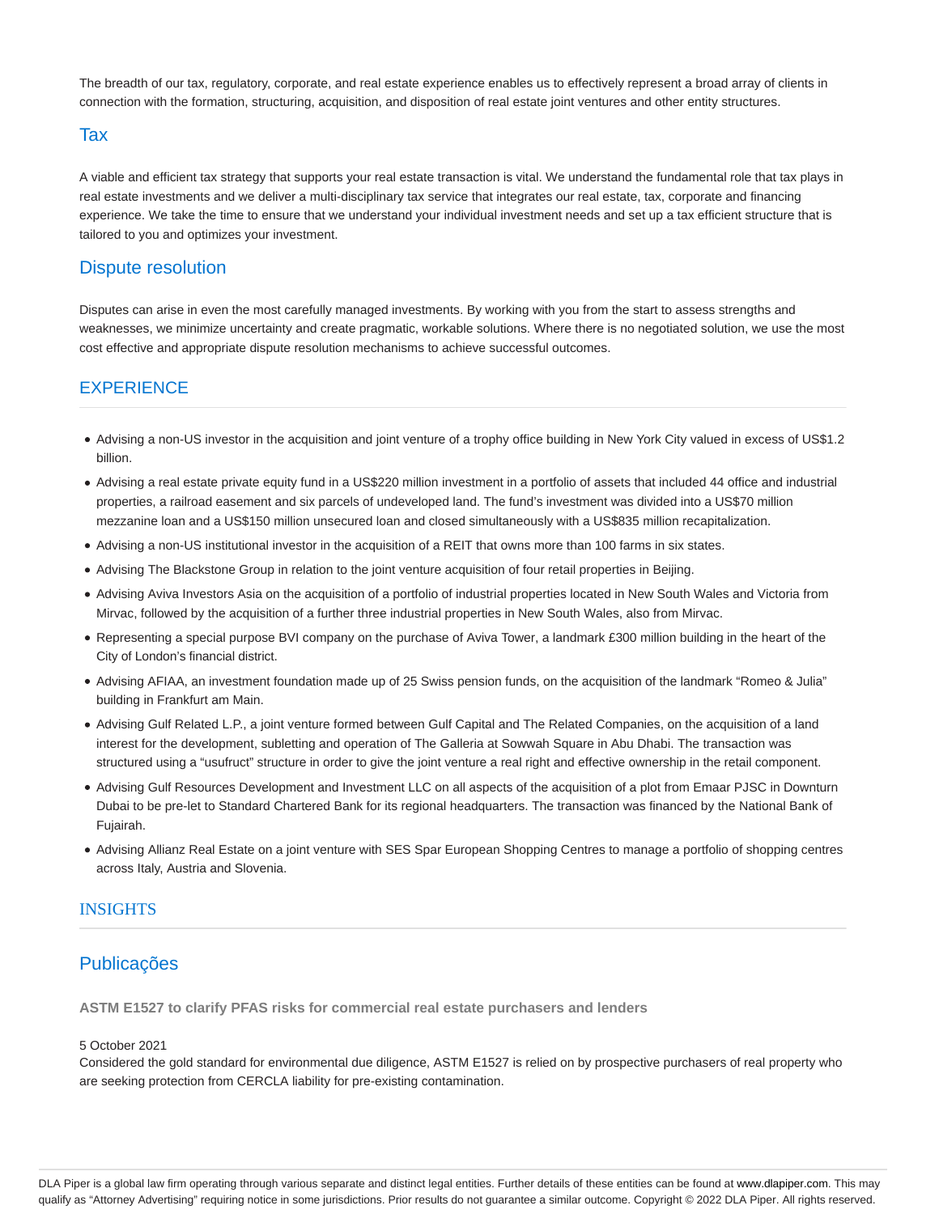The breadth of our tax, regulatory, corporate, and real estate experience enables us to effectively represent a broad array of clients in connection with the formation, structuring, acquisition, and disposition of real estate joint ventures and other entity structures.

## Tax

A viable and efficient tax strategy that supports your real estate transaction is vital. We understand the fundamental role that tax plays in real estate investments and we deliver a multi-disciplinary tax service that integrates our real estate, tax, corporate and financing experience. We take the time to ensure that we understand your individual investment needs and set up a tax efficient structure that is tailored to you and optimizes your investment.

## Dispute resolution

Disputes can arise in even the most carefully managed investments. By working with you from the start to assess strengths and weaknesses, we minimize uncertainty and create pragmatic, workable solutions. Where there is no negotiated solution, we use the most cost effective and appropriate dispute resolution mechanisms to achieve successful outcomes.

## EXPERIENCE

- Advising a non-US investor in the acquisition and joint venture of a trophy office building in New York City valued in excess of US$1.2 billion.
- Advising a real estate private equity fund in a US$220 million investment in a portfolio of assets that included 44 office and industrial properties, a railroad easement and six parcels of undeveloped land. The fund's investment was divided into a US$70 million mezzanine loan and a US$150 million unsecured loan and closed simultaneously with a US$835 million recapitalization.
- Advising a non-US institutional investor in the acquisition of a REIT that owns more than 100 farms in six states.
- Advising The Blackstone Group in relation to the joint venture acquisition of four retail properties in Beijing.
- Advising Aviva Investors Asia on the acquisition of a portfolio of industrial properties located in New South Wales and Victoria from Mirvac, followed by the acquisition of a further three industrial properties in New South Wales, also from Mirvac.
- Representing a special purpose BVI company on the purchase of Aviva Tower, a landmark £300 million building in the heart of the City of London's financial district.
- Advising AFIAA, an investment foundation made up of 25 Swiss pension funds, on the acquisition of the landmark "Romeo & Julia" building in Frankfurt am Main.
- Advising Gulf Related L.P., a joint venture formed between Gulf Capital and The Related Companies, on the acquisition of a land interest for the development, subletting and operation of The Galleria at Sowwah Square in Abu Dhabi. The transaction was structured using a "usufruct" structure in order to give the joint venture a real right and effective ownership in the retail component.
- Advising Gulf Resources Development and Investment LLC on all aspects of the acquisition of a plot from Emaar PJSC in Downturn Dubai to be pre-let to Standard Chartered Bank for its regional headquarters. The transaction was financed by the National Bank of Fujairah.
- Advising Allianz Real Estate on a joint venture with SES Spar European Shopping Centres to manage a portfolio of shopping centres across Italy, Austria and Slovenia.

## INSIGHTS

## Publicações

**ASTM E1527 to clarify PFAS risks for commercial real estate purchasers and lenders**

5 October 2021
Considered the gold standard for environmental due diligence, ASTM E1527 is relied on by prospective purchasers of real property who are seeking protection from CERCLA liability for pre-existing contamination.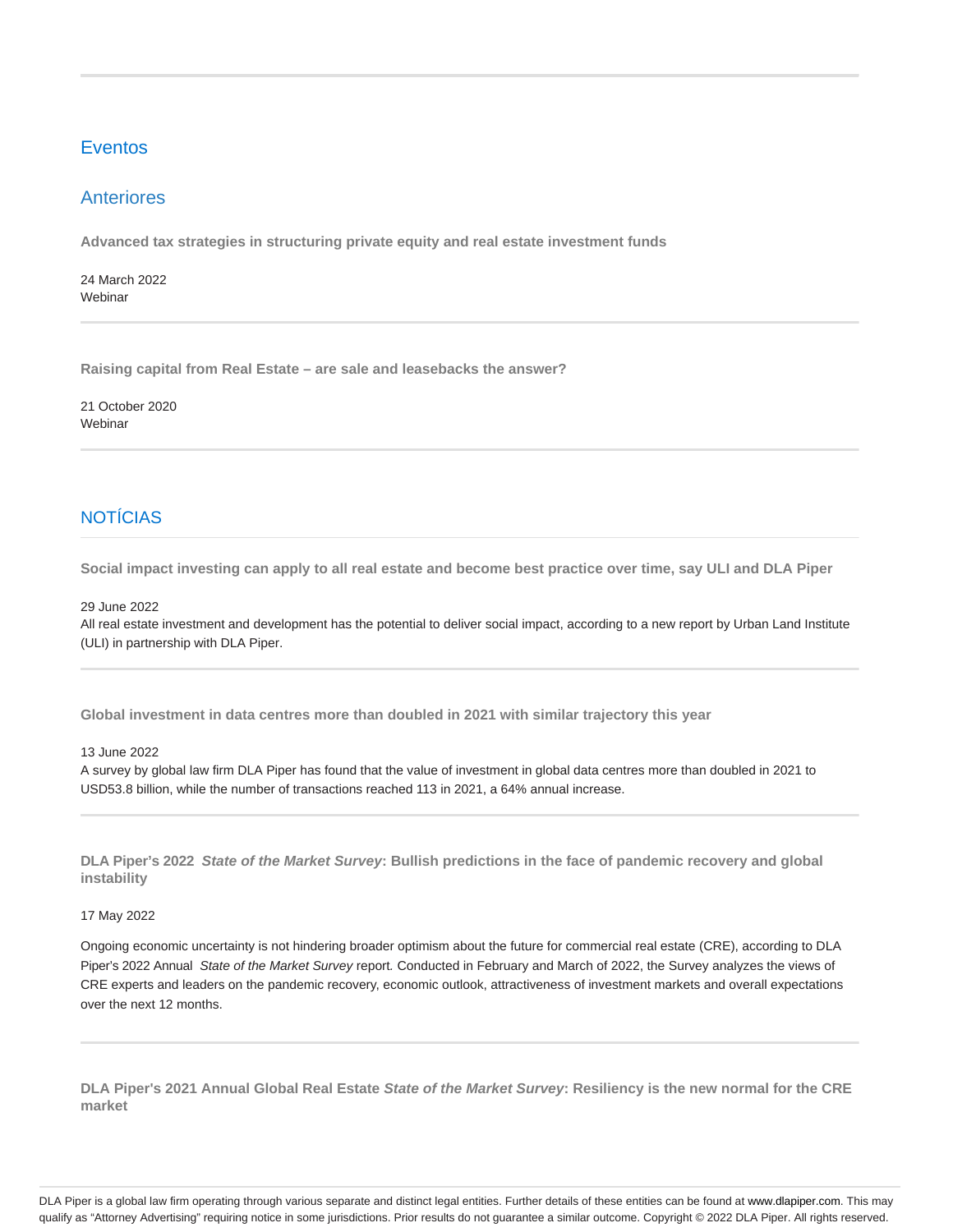## Eventos

### Anteriores

**Advanced tax strategies in structuring private equity and real estate investment funds**

24 March 2022
Webinar

---

**Raising capital from Real Estate – are sale and leasebacks the answer?**

21 October 2020
Webinar

---

## NOTÍCIAS

**Social impact investing can apply to all real estate and become best practice over time, say ULI and DLA Piper**

29 June 2022
All real estate investment and development has the potential to deliver social impact, according to a new report by Urban Land Institute (ULI) in partnership with DLA Piper.

---

**Global investment in data centres more than doubled in 2021 with similar trajectory this year**

13 June 2022
A survey by global law firm DLA Piper has found that the value of investment in global data centres more than doubled in 2021 to USD53.8 billion, while the number of transactions reached 113 in 2021, a 64% annual increase.

---

**DLA Piper's 2022 *State of the Market Survey*: Bullish predictions in the face of pandemic recovery and global instability**

17 May 2022

Ongoing economic uncertainty is not hindering broader optimism about the future for commercial real estate (CRE), according to DLA Piper's 2022 Annual *State of the Market Survey* report. Conducted in February and March of 2022, the Survey analyzes the views of CRE experts and leaders on the pandemic recovery, economic outlook, attractiveness of investment markets and overall expectations over the next 12 months.

---

**DLA Piper's 2021 Annual Global Real Estate *State of the Market Survey*: Resiliency is the new normal for the CRE market**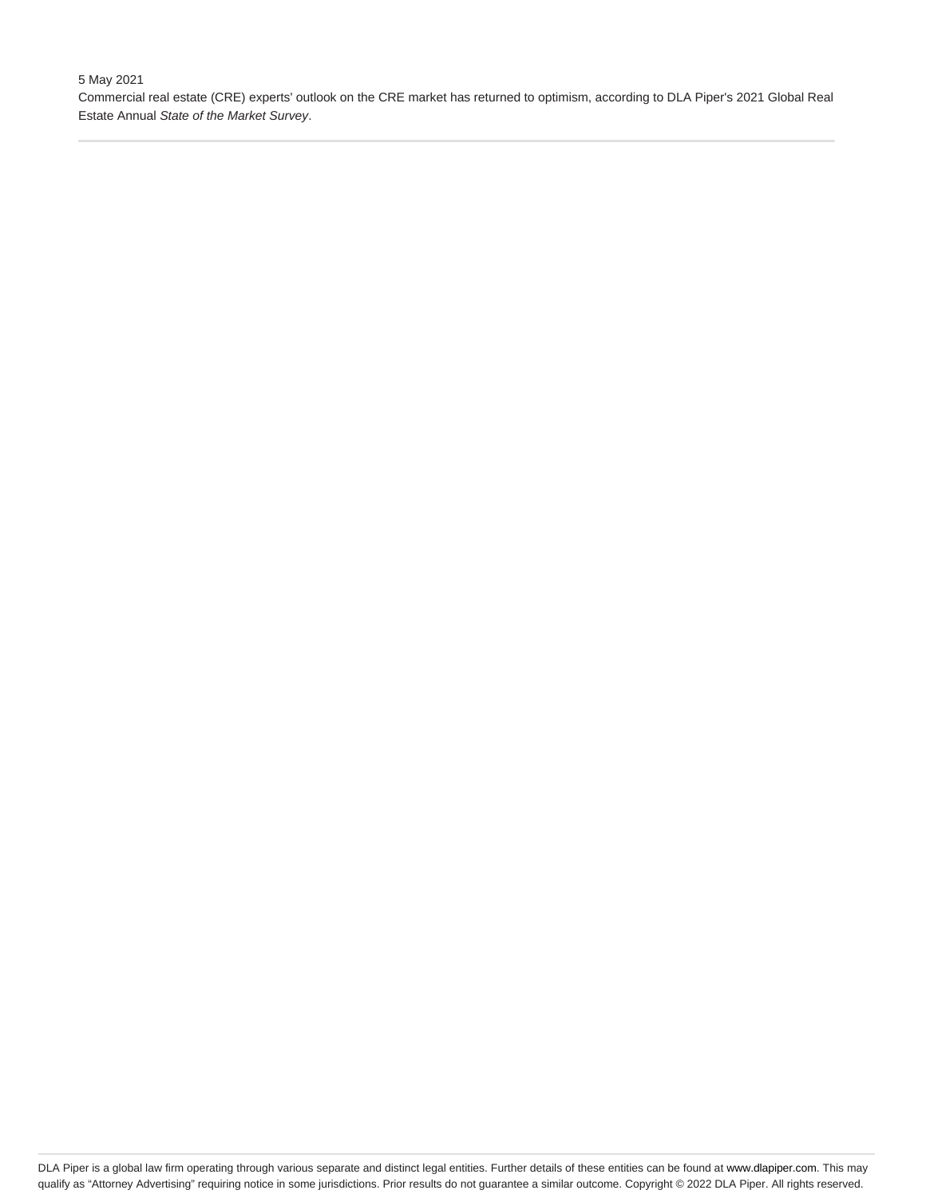5 May 2021

Commercial real estate (CRE) experts' outlook on the CRE market has returned to optimism, according to DLA Piper's 2021 Global Real Estate Annual *State of the Market Survey*.

---

DLA Piper is a global law firm operating through various separate and distinct legal entities. Further details of these entities can be found at www.dlapiper.com. This may qualify as "Attorney Advertising" requiring notice in some jurisdictions. Prior results do not guarantee a similar outcome. Copyright © 2022 DLA Piper. All rights reserved.